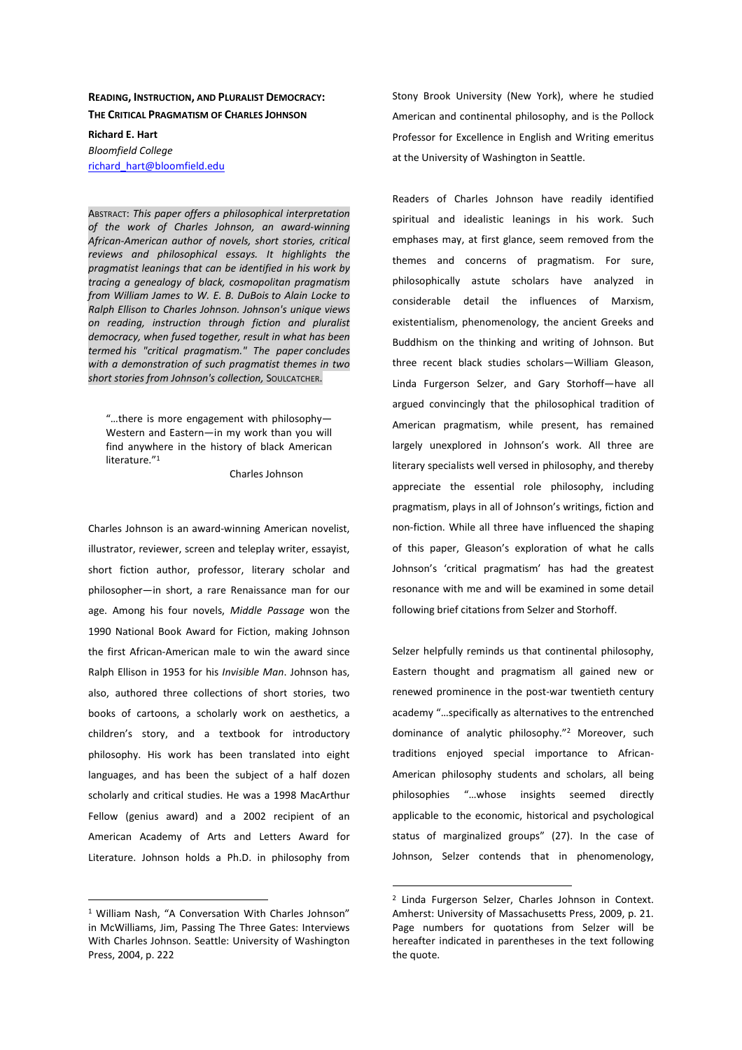# READING, INSTRUCTION, AND PLURALIST DEMOCRACY: THE CRITICAL PRAGMATISM OF CHARLES JOHNSON

**Richard E. Hart**
*Bloomfield College*
richard_hart@bloomfield.edu

ABSTRACT: *This paper offers a philosophical interpretation of the work of Charles Johnson, an award-winning African-American author of novels, short stories, critical reviews and philosophical essays. It highlights the pragmatist leanings that can be identified in his work by tracing a genealogy of black, cosmopolitan pragmatism from William James to W. E. B. DuBois to Alain Locke to Ralph Ellison to Charles Johnson. Johnson's unique views on reading, instruction through fiction and pluralist democracy, when fused together, result in what has been termed his "critical pragmatism." The paper concludes with a demonstration of such pragmatist themes in two short stories from Johnson's collection,* SOULCATCHER.

> "…there is more engagement with philosophy—Western and Eastern—in my work than you will find anywhere in the history of black American literature."[1]
>
> Charles Johnson

Charles Johnson is an award-winning American novelist, illustrator, reviewer, screen and teleplay writer, essayist, short fiction author, professor, literary scholar and philosopher—in short, a rare Renaissance man for our age. Among his four novels, *Middle Passage* won the 1990 National Book Award for Fiction, making Johnson the first African-American male to win the award since Ralph Ellison in 1953 for his *Invisible Man*. Johnson has, also, authored three collections of short stories, two books of cartoons, a scholarly work on aesthetics, a children's story, and a textbook for introductory philosophy. His work has been translated into eight languages, and has been the subject of a half dozen scholarly and critical studies. He was a 1998 MacArthur Fellow (genius award) and a 2002 recipient of an American Academy of Arts and Letters Award for Literature. Johnson holds a Ph.D. in philosophy from Stony Brook University (New York), where he studied American and continental philosophy, and is the Pollock Professor for Excellence in English and Writing emeritus at the University of Washington in Seattle.

Readers of Charles Johnson have readily identified spiritual and idealistic leanings in his work. Such emphases may, at first glance, seem removed from the themes and concerns of pragmatism. For sure, philosophically astute scholars have analyzed in considerable detail the influences of Marxism, existentialism, phenomenology, the ancient Greeks and Buddhism on the thinking and writing of Johnson. But three recent black studies scholars—William Gleason, Linda Furgerson Selzer, and Gary Storhoff—have all argued convincingly that the philosophical tradition of American pragmatism, while present, has remained largely unexplored in Johnson's work. All three are literary specialists well versed in philosophy, and thereby appreciate the essential role philosophy, including pragmatism, plays in all of Johnson's writings, fiction and non-fiction. While all three have influenced the shaping of this paper, Gleason's exploration of what he calls Johnson's 'critical pragmatism' has had the greatest resonance with me and will be examined in some detail following brief citations from Selzer and Storhoff.

Selzer helpfully reminds us that continental philosophy, Eastern thought and pragmatism all gained new or renewed prominence in the post-war twentieth century academy "…specifically as alternatives to the entrenched dominance of analytic philosophy."[2] Moreover, such traditions enjoyed special importance to African-American philosophy students and scholars, all being philosophies "…whose insights seemed directly applicable to the economic, historical and psychological status of marginalized groups" (27). In the case of Johnson, Selzer contends that in phenomenology,

---

[1] William Nash, "A Conversation With Charles Johnson" in McWilliams, Jim, Passing The Three Gates: Interviews With Charles Johnson. Seattle: University of Washington Press, 2004, p. 222

[2] Linda Furgerson Selzer, Charles Johnson in Context. Amherst: University of Massachusetts Press, 2009, p. 21. Page numbers for quotations from Selzer will be hereafter indicated in parentheses in the text following the quote.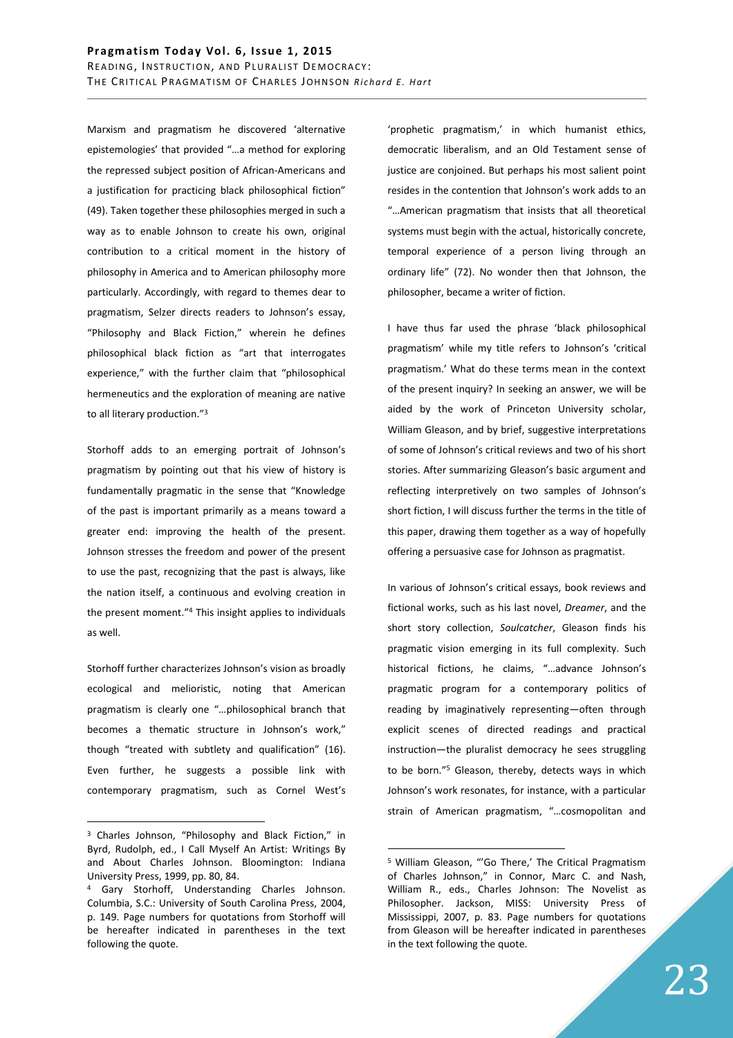Marxism and pragmatism he discovered 'alternative epistemologies' that provided "…a method for exploring the repressed subject position of African-Americans and a justification for practicing black philosophical fiction" (49). Taken together these philosophies merged in such a way as to enable Johnson to create his own, original contribution to a critical moment in the history of philosophy in America and to American philosophy more particularly. Accordingly, with regard to themes dear to pragmatism, Selzer directs readers to Johnson's essay, "Philosophy and Black Fiction," wherein he defines philosophical black fiction as "art that interrogates experience," with the further claim that "philosophical hermeneutics and the exploration of meaning are native to all literary production."[3]

Storhoff adds to an emerging portrait of Johnson's pragmatism by pointing out that his view of history is fundamentally pragmatic in the sense that "Knowledge of the past is important primarily as a means toward a greater end: improving the health of the present. Johnson stresses the freedom and power of the present to use the past, recognizing that the past is always, like the nation itself, a continuous and evolving creation in the present moment."[4] This insight applies to individuals as well.

Storhoff further characterizes Johnson's vision as broadly ecological and melioristic, noting that American pragmatism is clearly one "…philosophical branch that becomes a thematic structure in Johnson's work," though "treated with subtlety and qualification" (16). Even further, he suggests a possible link with contemporary pragmatism, such as Cornel West's 'prophetic pragmatism,' in which humanist ethics, democratic liberalism, and an Old Testament sense of justice are conjoined. But perhaps his most salient point resides in the contention that Johnson's work adds to an "…American pragmatism that insists that all theoretical systems must begin with the actual, historically concrete, temporal experience of a person living through an ordinary life" (72). No wonder then that Johnson, the philosopher, became a writer of fiction.

I have thus far used the phrase 'black philosophical pragmatism' while my title refers to Johnson's 'critical pragmatism.' What do these terms mean in the context of the present inquiry? In seeking an answer, we will be aided by the work of Princeton University scholar, William Gleason, and by brief, suggestive interpretations of some of Johnson's critical reviews and two of his short stories. After summarizing Gleason's basic argument and reflecting interpretively on two samples of Johnson's short fiction, I will discuss further the terms in the title of this paper, drawing them together as a way of hopefully offering a persuasive case for Johnson as pragmatist.

In various of Johnson's critical essays, book reviews and fictional works, such as his last novel, *Dreamer*, and the short story collection, *Soulcatcher*, Gleason finds his pragmatic vision emerging in its full complexity. Such historical fictions, he claims, "…advance Johnson's pragmatic program for a contemporary politics of reading by imaginatively representing—often through explicit scenes of directed readings and practical instruction—the pluralist democracy he sees struggling to be born."[5] Gleason, thereby, detects ways in which Johnson's work resonates, for instance, with a particular strain of American pragmatism, "…cosmopolitan and

---

[3] Charles Johnson, "Philosophy and Black Fiction," in Byrd, Rudolph, ed., I Call Myself An Artist: Writings By and About Charles Johnson. Bloomington: Indiana University Press, 1999, pp. 80, 84.

[4] Gary Storhoff, Understanding Charles Johnson. Columbia, S.C.: University of South Carolina Press, 2004, p. 149. Page numbers for quotations from Storhoff will be hereafter indicated in parentheses in the text following the quote.

[5] William Gleason, "'Go There,' The Critical Pragmatism of Charles Johnson," in Connor, Marc C. and Nash, William R., eds., Charles Johnson: The Novelist as Philosopher. Jackson, MISS: University Press of Mississippi, 2007, p. 83. Page numbers for quotations from Gleason will be hereafter indicated in parentheses in the text following the quote.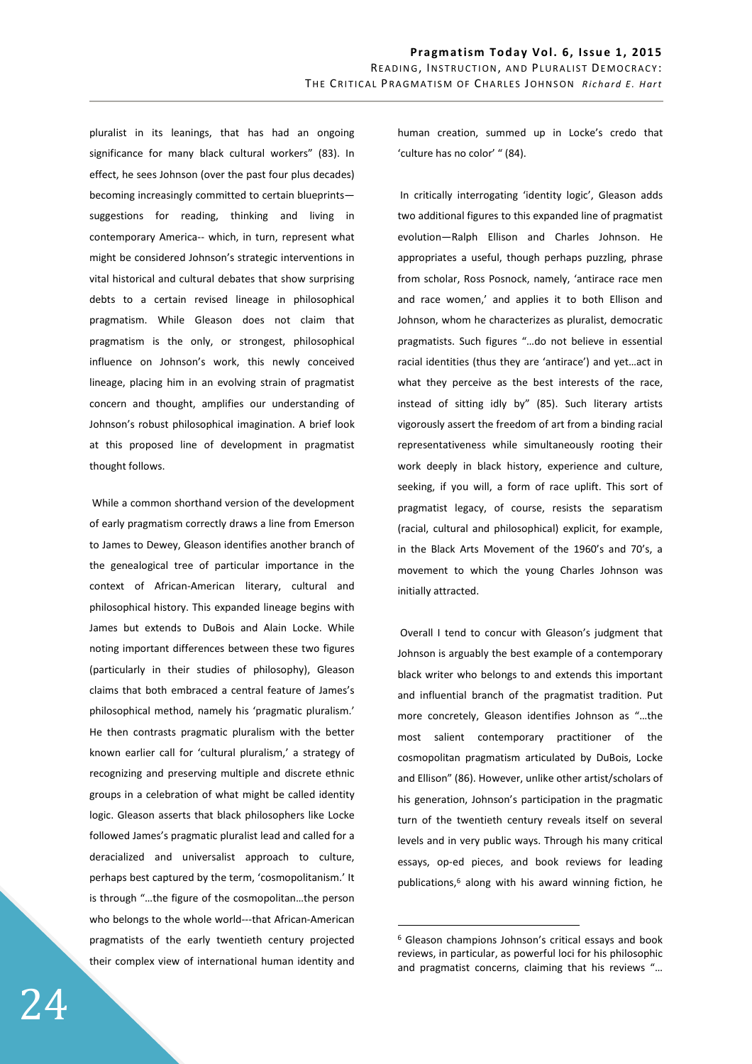pluralist in its leanings, that has had an ongoing significance for many black cultural workers" (83). In effect, he sees Johnson (over the past four plus decades) becoming increasingly committed to certain blueprints—suggestions for reading, thinking and living in contemporary America-- which, in turn, represent what might be considered Johnson's strategic interventions in vital historical and cultural debates that show surprising debts to a certain revised lineage in philosophical pragmatism. While Gleason does not claim that pragmatism is the only, or strongest, philosophical influence on Johnson's work, this newly conceived lineage, placing him in an evolving strain of pragmatist concern and thought, amplifies our understanding of Johnson's robust philosophical imagination. A brief look at this proposed line of development in pragmatist thought follows.

While a common shorthand version of the development of early pragmatism correctly draws a line from Emerson to James to Dewey, Gleason identifies another branch of the genealogical tree of particular importance in the context of African-American literary, cultural and philosophical history. This expanded lineage begins with James but extends to DuBois and Alain Locke. While noting important differences between these two figures (particularly in their studies of philosophy), Gleason claims that both embraced a central feature of James's philosophical method, namely his 'pragmatic pluralism.' He then contrasts pragmatic pluralism with the better known earlier call for 'cultural pluralism,' a strategy of recognizing and preserving multiple and discrete ethnic groups in a celebration of what might be called identity logic. Gleason asserts that black philosophers like Locke followed James's pragmatic pluralist lead and called for a deracialized and universalist approach to culture, perhaps best captured by the term, 'cosmopolitanism.' It is through "…the figure of the cosmopolitan…the person who belongs to the whole world---that African-American pragmatists of the early twentieth century projected their complex view of international human identity and human creation, summed up in Locke's credo that 'culture has no color' " (84).

In critically interrogating 'identity logic', Gleason adds two additional figures to this expanded line of pragmatist evolution—Ralph Ellison and Charles Johnson. He appropriates a useful, though perhaps puzzling, phrase from scholar, Ross Posnock, namely, 'antirace race men and race women,' and applies it to both Ellison and Johnson, whom he characterizes as pluralist, democratic pragmatists. Such figures "…do not believe in essential racial identities (thus they are 'antirace') and yet…act in what they perceive as the best interests of the race, instead of sitting idly by" (85). Such literary artists vigorously assert the freedom of art from a binding racial representativeness while simultaneously rooting their work deeply in black history, experience and culture, seeking, if you will, a form of race uplift. This sort of pragmatist legacy, of course, resists the separatism (racial, cultural and philosophical) explicit, for example, in the Black Arts Movement of the 1960's and 70's, a movement to which the young Charles Johnson was initially attracted.

Overall I tend to concur with Gleason's judgment that Johnson is arguably the best example of a contemporary black writer who belongs to and extends this important and influential branch of the pragmatist tradition. Put more concretely, Gleason identifies Johnson as "…the most salient contemporary practitioner of the cosmopolitan pragmatism articulated by DuBois, Locke and Ellison" (86). However, unlike other artist/scholars of his generation, Johnson's participation in the pragmatic turn of the twentieth century reveals itself on several levels and in very public ways. Through his many critical essays, op-ed pieces, and book reviews for leading publications,[6] along with his award winning fiction, he

[6] Gleason champions Johnson's critical essays and book reviews, in particular, as powerful loci for his philosophic and pragmatist concerns, claiming that his reviews "…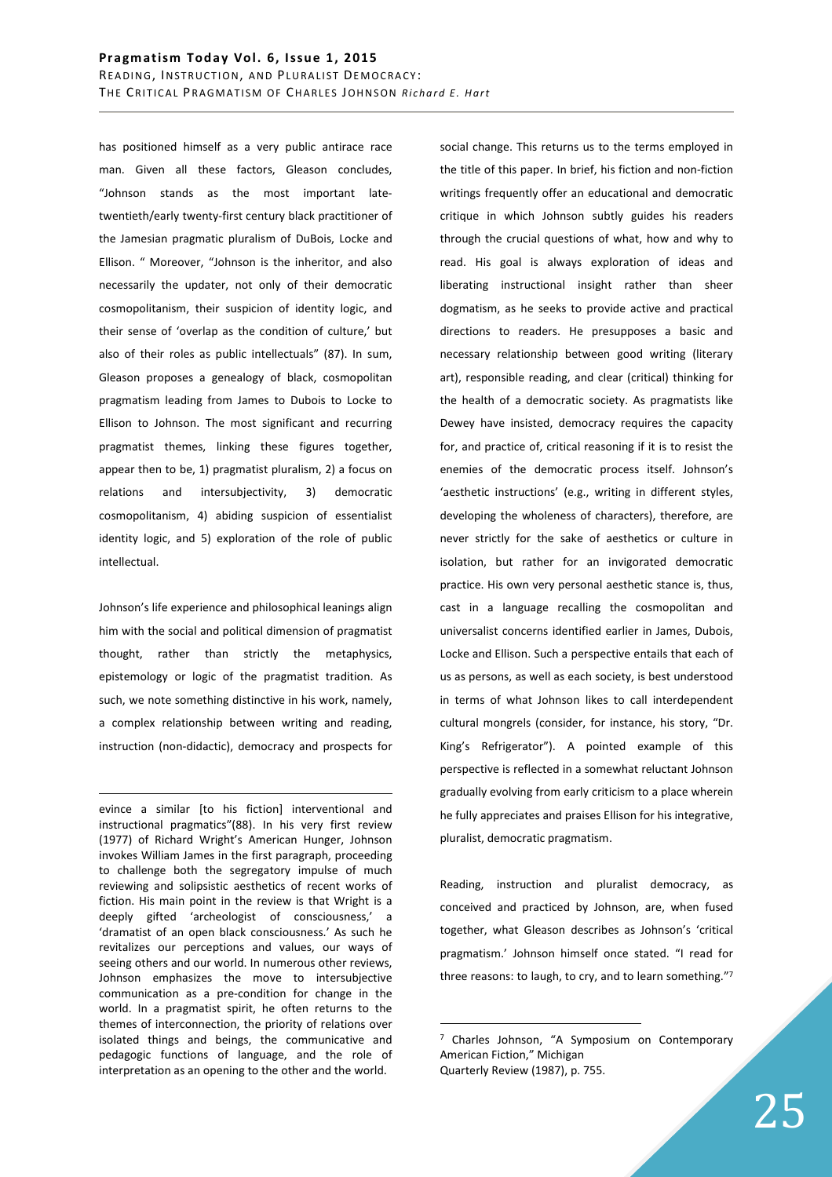has positioned himself as a very public antirace race man. Given all these factors, Gleason concludes, "Johnson stands as the most important late-twentieth/early twenty-first century black practitioner of the Jamesian pragmatic pluralism of DuBois, Locke and Ellison. " Moreover, "Johnson is the inheritor, and also necessarily the updater, not only of their democratic cosmopolitanism, their suspicion of identity logic, and their sense of 'overlap as the condition of culture,' but also of their roles as public intellectuals" (87). In sum, Gleason proposes a genealogy of black, cosmopolitan pragmatism leading from James to Dubois to Locke to Ellison to Johnson. The most significant and recurring pragmatist themes, linking these figures together, appear then to be, 1) pragmatist pluralism, 2) a focus on relations and intersubjectivity, 3) democratic cosmopolitanism, 4) abiding suspicion of essentialist identity logic, and 5) exploration of the role of public intellectual.

Johnson's life experience and philosophical leanings align him with the social and political dimension of pragmatist thought, rather than strictly the metaphysics, epistemology or logic of the pragmatist tradition. As such, we note something distinctive in his work, namely, a complex relationship between writing and reading, instruction (non-didactic), democracy and prospects for social change. This returns us to the terms employed in the title of this paper. In brief, his fiction and non-fiction writings frequently offer an educational and democratic critique in which Johnson subtly guides his readers through the crucial questions of what, how and why to read. His goal is always exploration of ideas and liberating instructional insight rather than sheer dogmatism, as he seeks to provide active and practical directions to readers. He presupposes a basic and necessary relationship between good writing (literary art), responsible reading, and clear (critical) thinking for the health of a democratic society. As pragmatists like Dewey have insisted, democracy requires the capacity for, and practice of, critical reasoning if it is to resist the enemies of the democratic process itself. Johnson's 'aesthetic instructions' (e.g., writing in different styles, developing the wholeness of characters), therefore, are never strictly for the sake of aesthetics or culture in isolation, but rather for an invigorated democratic practice. His own very personal aesthetic stance is, thus, cast in a language recalling the cosmopolitan and universalist concerns identified earlier in James, Dubois, Locke and Ellison. Such a perspective entails that each of us as persons, as well as each society, is best understood in terms of what Johnson likes to call interdependent cultural mongrels (consider, for instance, his story, "Dr. King's Refrigerator"). A pointed example of this perspective is reflected in a somewhat reluctant Johnson gradually evolving from early criticism to a place wherein he fully appreciates and praises Ellison for his integrative, pluralist, democratic pragmatism.

Reading, instruction and pluralist democracy, as conceived and practiced by Johnson, are, when fused together, what Gleason describes as Johnson's 'critical pragmatism.' Johnson himself once stated. "I read for three reasons: to laugh, to cry, and to learn something."[7]

---

evince a similar [to his fiction] interventional and instructional pragmatics"(88). In his very first review (1977) of Richard Wright's American Hunger, Johnson invokes William James in the first paragraph, proceeding to challenge both the segregatory impulse of much reviewing and solipsistic aesthetics of recent works of fiction. His main point in the review is that Wright is a deeply gifted 'archeologist of consciousness,' a 'dramatist of an open black consciousness.' As such he revitalizes our perceptions and values, our ways of seeing others and our world. In numerous other reviews, Johnson emphasizes the move to intersubjective communication as a pre-condition for change in the world. In a pragmatist spirit, he often returns to the themes of interconnection, the priority of relations over isolated things and beings, the communicative and pedagogic functions of language, and the role of interpretation as an opening to the other and the world.

[7] Charles Johnson, "A Symposium on Contemporary American Fiction," Michigan Quarterly Review (1987), p. 755.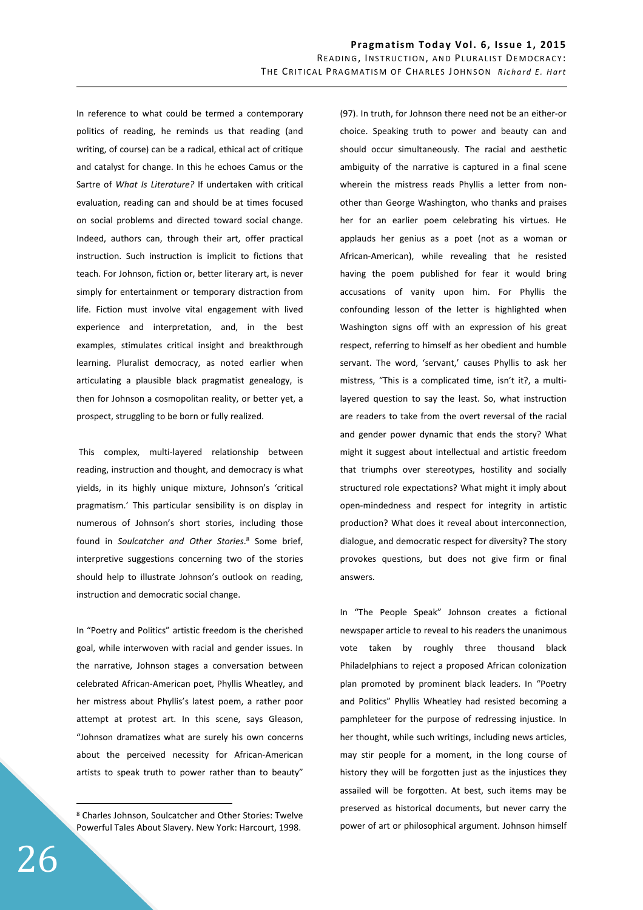In reference to what could be termed a contemporary politics of reading, he reminds us that reading (and writing, of course) can be a radical, ethical act of critique and catalyst for change. In this he echoes Camus or the Sartre of *What Is Literature?* If undertaken with critical evaluation, reading can and should be at times focused on social problems and directed toward social change. Indeed, authors can, through their art, offer practical instruction. Such instruction is implicit to fictions that teach. For Johnson, fiction or, better literary art, is never simply for entertainment or temporary distraction from life. Fiction must involve vital engagement with lived experience and interpretation, and, in the best examples, stimulates critical insight and breakthrough learning. Pluralist democracy, as noted earlier when articulating a plausible black pragmatist genealogy, is then for Johnson a cosmopolitan reality, or better yet, a prospect, struggling to be born or fully realized.

This complex, multi-layered relationship between reading, instruction and thought, and democracy is what yields, in its highly unique mixture, Johnson's 'critical pragmatism.' This particular sensibility is on display in numerous of Johnson's short stories, including those found in *Soulcatcher and Other Stories*.[8] Some brief, interpretive suggestions concerning two of the stories should help to illustrate Johnson's outlook on reading, instruction and democratic social change.

In "Poetry and Politics" artistic freedom is the cherished goal, while interwoven with racial and gender issues. In the narrative, Johnson stages a conversation between celebrated African-American poet, Phyllis Wheatley, and her mistress about Phyllis's latest poem, a rather poor attempt at protest art. In this scene, says Gleason, "Johnson dramatizes what are surely his own concerns about the perceived necessity for African-American artists to speak truth to power rather than to beauty" (97). In truth, for Johnson there need not be an either-or choice. Speaking truth to power and beauty can and should occur simultaneously. The racial and aesthetic ambiguity of the narrative is captured in a final scene wherein the mistress reads Phyllis a letter from non-other than George Washington, who thanks and praises her for an earlier poem celebrating his virtues. He applauds her genius as a poet (not as a woman or African-American), while revealing that he resisted having the poem published for fear it would bring accusations of vanity upon him. For Phyllis the confounding lesson of the letter is highlighted when Washington signs off with an expression of his great respect, referring to himself as her obedient and humble servant. The word, 'servant,' causes Phyllis to ask her mistress, "This is a complicated time, isn't it?, a multi-layered question to say the least. So, what instruction are readers to take from the overt reversal of the racial and gender power dynamic that ends the story? What might it suggest about intellectual and artistic freedom that triumphs over stereotypes, hostility and socially structured role expectations? What might it imply about open-mindedness and respect for integrity in artistic production? What does it reveal about interconnection, dialogue, and democratic respect for diversity? The story provokes questions, but does not give firm or final answers.

In "The People Speak" Johnson creates a fictional newspaper article to reveal to his readers the unanimous vote taken by roughly three thousand black Philadelphians to reject a proposed African colonization plan promoted by prominent black leaders. In "Poetry and Politics" Phyllis Wheatley had resisted becoming a pamphleteer for the purpose of redressing injustice. In her thought, while such writings, including news articles, may stir people for a moment, in the long course of history they will be forgotten just as the injustices they assailed will be forgotten. At best, such items may be preserved as historical documents, but never carry the power of art or philosophical argument. Johnson himself

---

[8] Charles Johnson, Soulcatcher and Other Stories: Twelve Powerful Tales About Slavery. New York: Harcourt, 1998.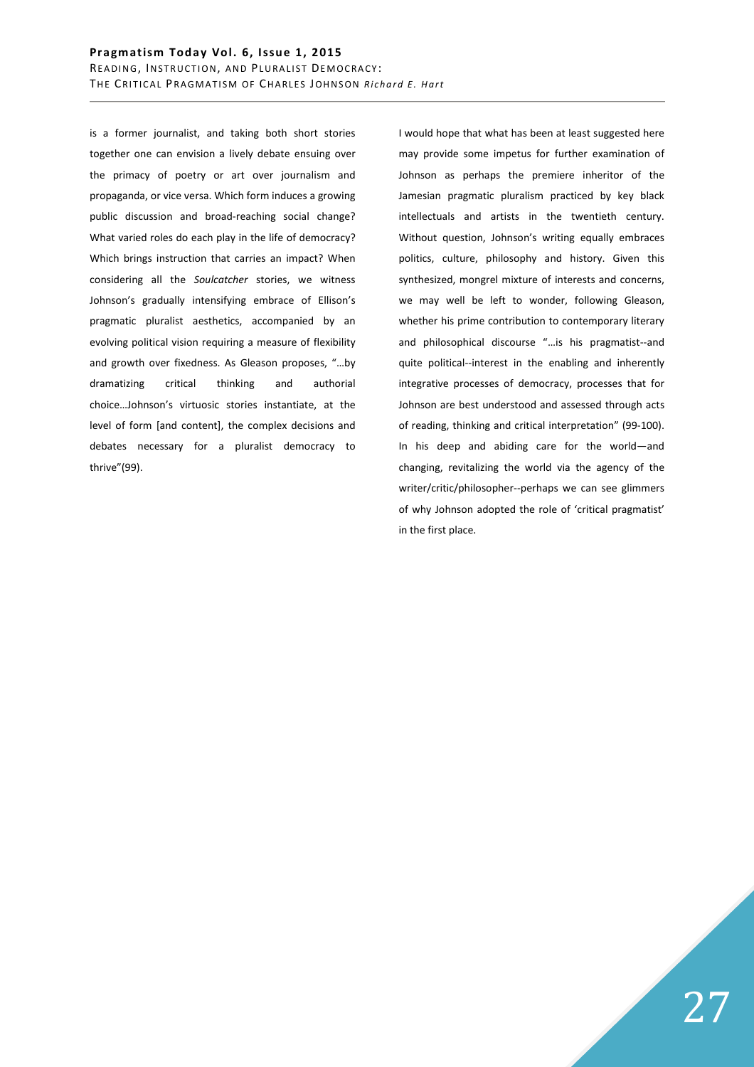is a former journalist, and taking both short stories together one can envision a lively debate ensuing over the primacy of poetry or art over journalism and propaganda, or vice versa. Which form induces a growing public discussion and broad-reaching social change? What varied roles do each play in the life of democracy? Which brings instruction that carries an impact? When considering all the *Soulcatcher* stories, we witness Johnson's gradually intensifying embrace of Ellison's pragmatic pluralist aesthetics, accompanied by an evolving political vision requiring a measure of flexibility and growth over fixedness. As Gleason proposes, "…by dramatizing critical thinking and authorial choice…Johnson's virtuosic stories instantiate, at the level of form [and content], the complex decisions and debates necessary for a pluralist democracy to thrive"(99).

I would hope that what has been at least suggested here may provide some impetus for further examination of Johnson as perhaps the premiere inheritor of the Jamesian pragmatic pluralism practiced by key black intellectuals and artists in the twentieth century. Without question, Johnson's writing equally embraces politics, culture, philosophy and history. Given this synthesized, mongrel mixture of interests and concerns, we may well be left to wonder, following Gleason, whether his prime contribution to contemporary literary and philosophical discourse "…is his pragmatist--and quite political--interest in the enabling and inherently integrative processes of democracy, processes that for Johnson are best understood and assessed through acts of reading, thinking and critical interpretation" (99-100). In his deep and abiding care for the world—and changing, revitalizing the world via the agency of the writer/critic/philosopher--perhaps we can see glimmers of why Johnson adopted the role of 'critical pragmatist' in the first place.